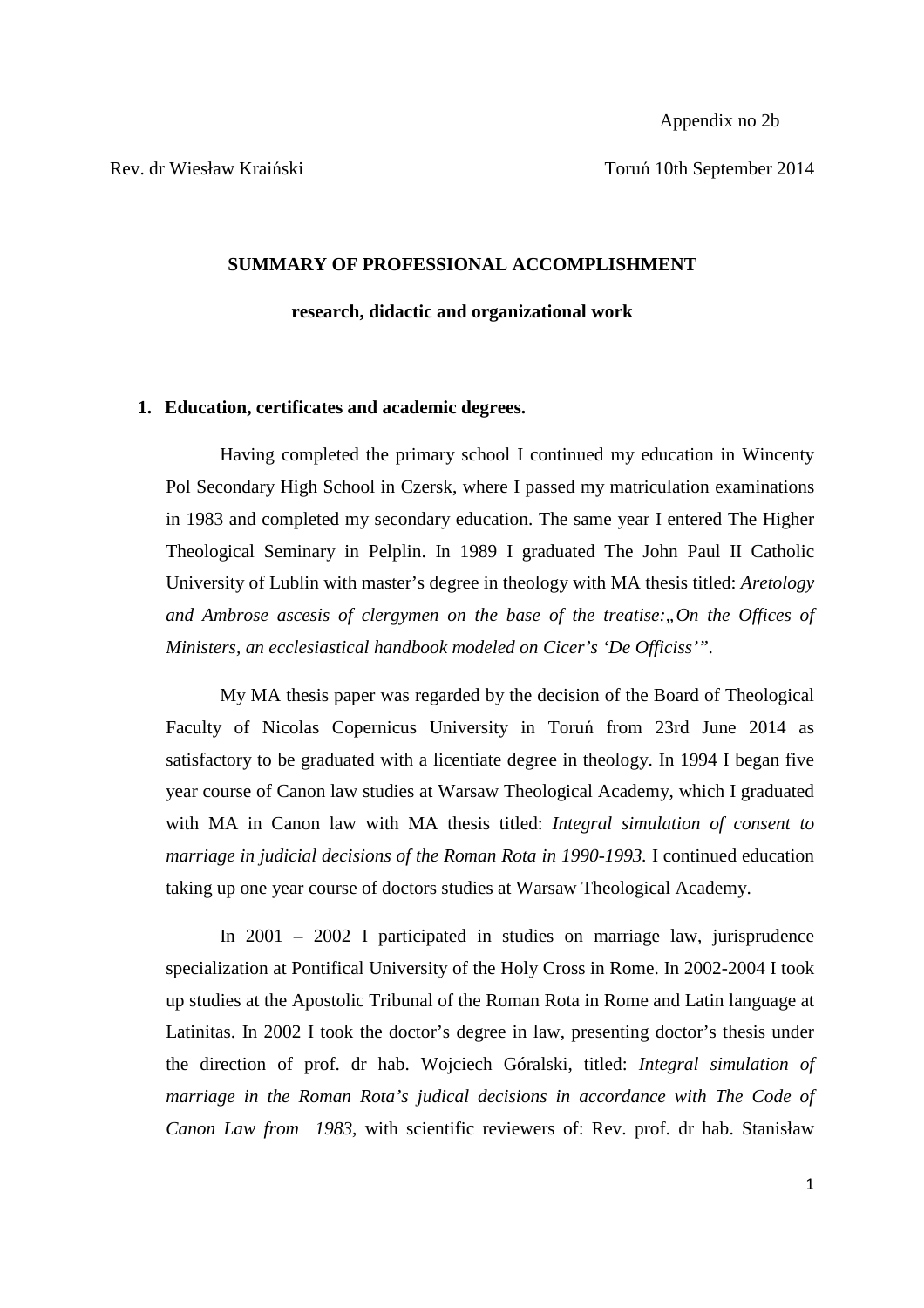Appendix no 2b

Rev. dr Wiesław Kraiński                                                                 Toruń 10th September 2014

**SUMMARY OF PROFESSIONAL ACCOMPLISHMENT**

**research, didactic and organizational work**

1. **Education, certificates and academic degrees.**

Having completed the primary school I continued my education in Wincenty Pol Secondary High School in Czersk, where I passed my matriculation examinations in 1983 and completed my secondary education. The same year I entered The Higher Theological Seminary in Pelplin. In 1989 I graduated The John Paul II Catholic University of Lublin with master's degree in theology with MA thesis titled: *Aretology and Ambrose ascesis of clergymen on the base of the treatise:„On the Offices of Ministers, an ecclesiastical handbook modeled on Cicer's 'De Officiss'"*.

My MA thesis paper was regarded by the decision of the Board of Theological Faculty of Nicolas Copernicus University in Toruń from 23rd June 2014 as satisfactory to be graduated with a licentiate degree in theology. In 1994 I began five year course of Canon law studies at Warsaw Theological Academy, which I graduated with MA in Canon law with MA thesis titled: *Integral simulation of consent to marriage in judicial decisions of the Roman Rota in 1990-1993.* I continued education taking up one year course of doctors studies at Warsaw Theological Academy.

In 2001 – 2002 I participated in studies on marriage law, jurisprudence specialization at Pontifical University of the Holy Cross in Rome. In 2002-2004 I took up studies at the Apostolic Tribunal of the Roman Rota in Rome and Latin language at Latinitas. In 2002 I took the doctor's degree in law, presenting doctor's thesis under the direction of prof. dr hab. Wojciech Góralski, titled: *Integral simulation of marriage in the Roman Rota's judical decisions in accordance with The Code of Canon Law from 1983,* with scientific reviewers of: Rev. prof. dr hab. Stanisław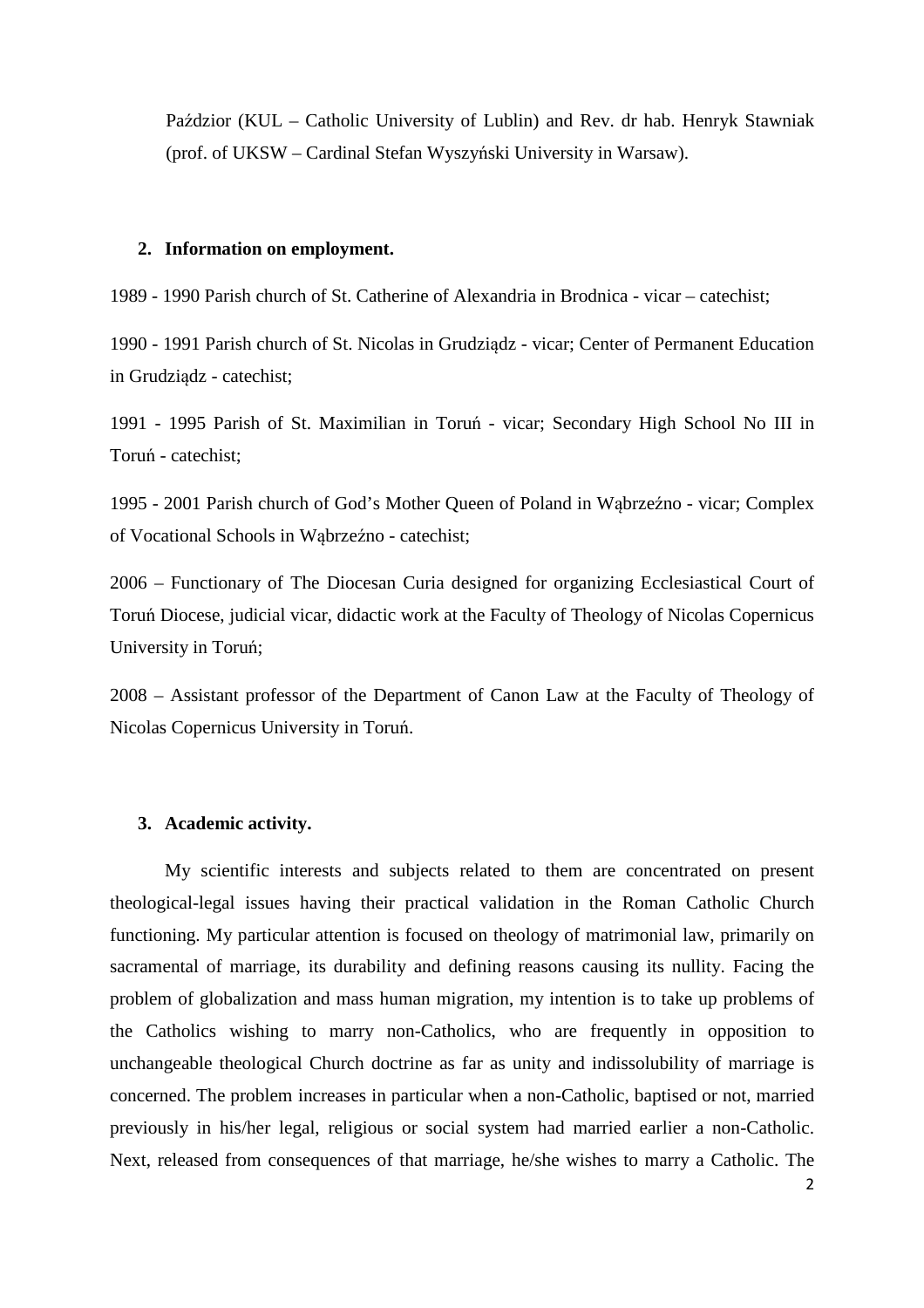Paździor (KUL – Catholic University of Lublin) and Rev. dr hab. Henryk Stawniak (prof. of UKSW – Cardinal Stefan Wyszyński University in Warsaw).

## 2. Information on employment.

1989 - 1990 Parish church of St. Catherine of Alexandria in Brodnica - vicar – catechist;

1990 - 1991 Parish church of St. Nicolas in Grudziądz - vicar; Center of Permanent Education in Grudziądz - catechist;

1991 - 1995 Parish of St. Maximilian in Toruń - vicar; Secondary High School No III in Toruń - catechist;

1995 - 2001 Parish church of God's Mother Queen of Poland in Wąbrzeźno - vicar; Complex of Vocational Schools in Wąbrzeźno - catechist;

2006 – Functionary of The Diocesan Curia designed for organizing Ecclesiastical Court of Toruń Diocese, judicial vicar, didactic work at the Faculty of Theology of Nicolas Copernicus University in Toruń;

2008 – Assistant professor of the Department of Canon Law at the Faculty of Theology of Nicolas Copernicus University in Toruń.

## 3. Academic activity.

My scientific interests and subjects related to them are concentrated on present theological-legal issues having their practical validation in the Roman Catholic Church functioning. My particular attention is focused on theology of matrimonial law, primarily on sacramental of marriage, its durability and defining reasons causing its nullity. Facing the problem of globalization and mass human migration, my intention is to take up problems of the Catholics wishing to marry non-Catholics, who are frequently in opposition to unchangeable theological Church doctrine as far as unity and indissolubility of marriage is concerned. The problem increases in particular when a non-Catholic, baptised or not, married previously in his/her legal, religious or social system had married earlier a non-Catholic. Next, released from consequences of that marriage, he/she wishes to marry a Catholic. The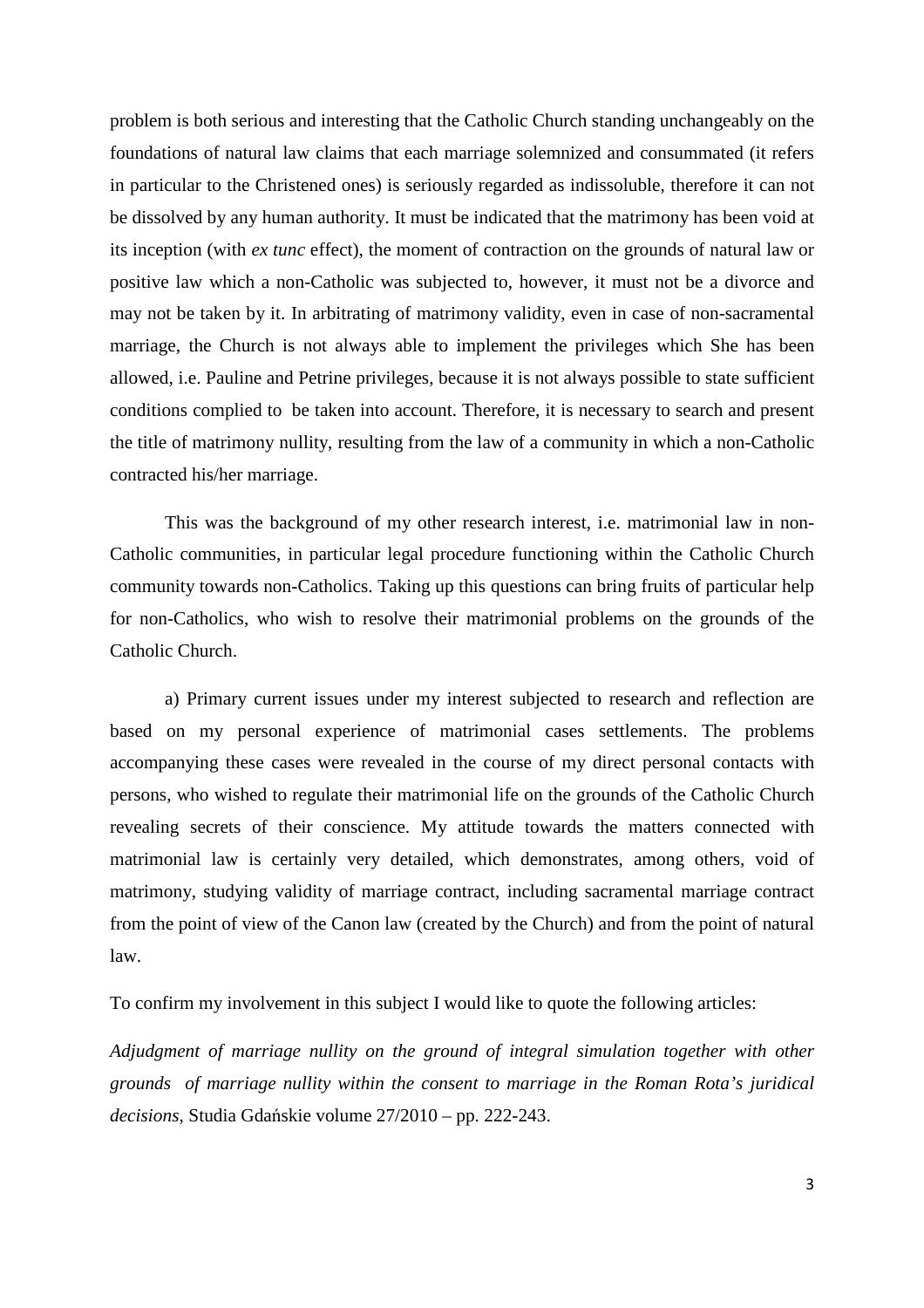problem is both serious and interesting that the Catholic Church standing unchangeably on the foundations of natural law claims that each marriage solemnized and consummated (it refers in particular to the Christened ones) is seriously regarded as indissoluble, therefore it can not be dissolved by any human authority. It must be indicated that the matrimony has been void at its inception (with *ex tunc* effect), the moment of contraction on the grounds of natural law or positive law which a non-Catholic was subjected to, however, it must not be a divorce and may not be taken by it. In arbitrating of matrimony validity, even in case of non-sacramental marriage, the Church is not always able to implement the privileges which She has been allowed, i.e. Pauline and Petrine privileges, because it is not always possible to state sufficient conditions complied to be taken into account. Therefore, it is necessary to search and present the title of matrimony nullity, resulting from the law of a community in which a non-Catholic contracted his/her marriage.

This was the background of my other research interest, i.e. matrimonial law in non-Catholic communities, in particular legal procedure functioning within the Catholic Church community towards non-Catholics. Taking up this questions can bring fruits of particular help for non-Catholics, who wish to resolve their matrimonial problems on the grounds of the Catholic Church.

a) Primary current issues under my interest subjected to research and reflection are based on my personal experience of matrimonial cases settlements. The problems accompanying these cases were revealed in the course of my direct personal contacts with persons, who wished to regulate their matrimonial life on the grounds of the Catholic Church revealing secrets of their conscience. My attitude towards the matters connected with matrimonial law is certainly very detailed, which demonstrates, among others, void of matrimony, studying validity of marriage contract, including sacramental marriage contract from the point of view of the Canon law (created by the Church) and from the point of natural law.

To confirm my involvement in this subject I would like to quote the following articles:

*Adjudgment of marriage nullity on the ground of integral simulation together with other grounds of marriage nullity within the consent to marriage in the Roman Rota's juridical decisions*, Studia Gdańskie volume 27/2010 – pp. 222-243.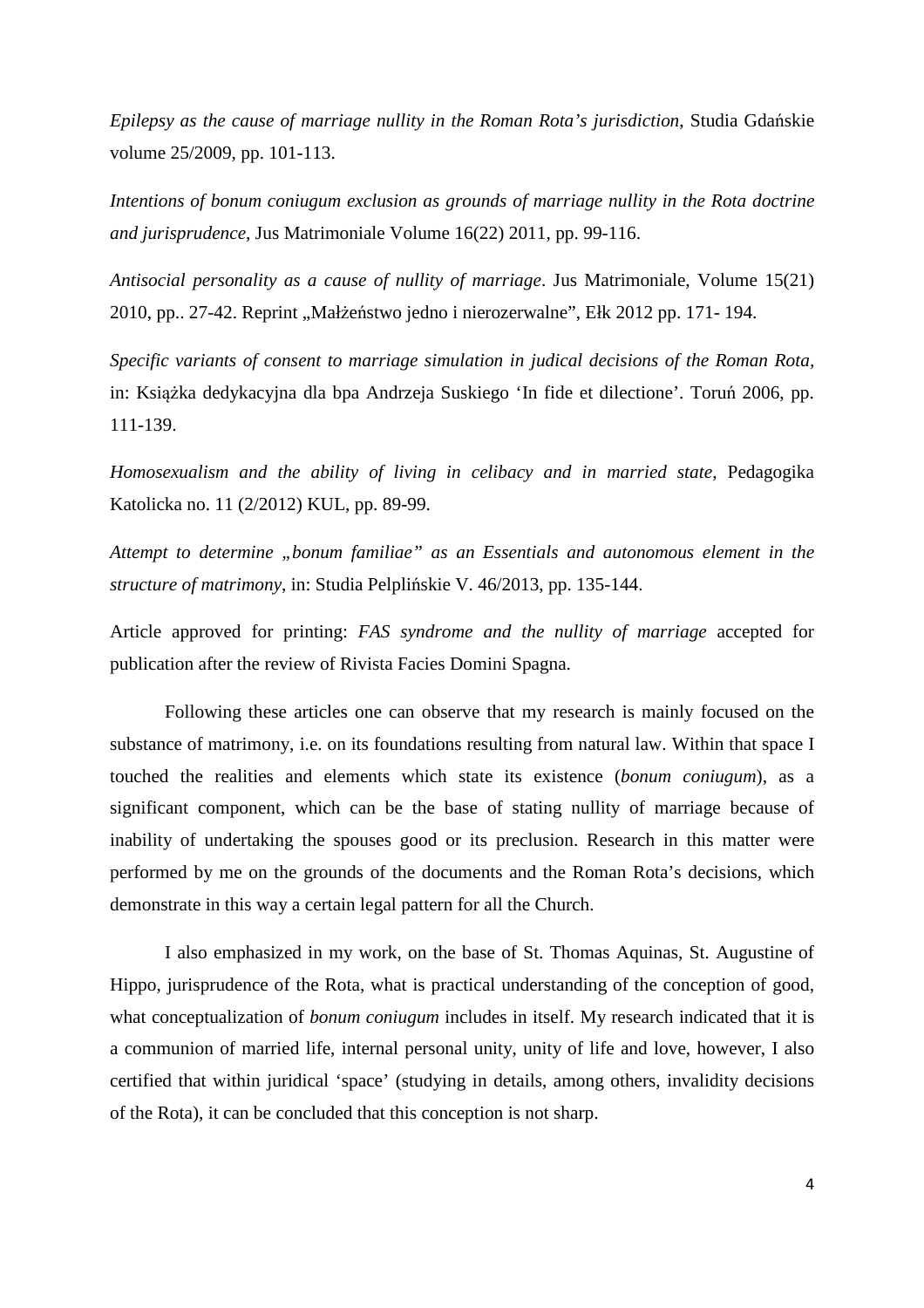*Epilepsy as the cause of marriage nullity in the Roman Rota's jurisdiction*, Studia Gdańskie volume 25/2009, pp. 101-113.

*Intentions of bonum coniugum exclusion as grounds of marriage nullity in the Rota doctrine and jurisprudence*, Jus Matrimoniale Volume 16(22) 2011, pp. 99-116.

*Antisocial personality as a cause of nullity of marriage*. Jus Matrimoniale, Volume 15(21) 2010, pp.. 27-42. Reprint „Małżeństwo jedno i nierozerwalne", Ełk 2012 pp. 171- 194.

*Specific variants of consent to marriage simulation in judical decisions of the Roman Rota*, in: Książka dedykacyjna dla bpa Andrzeja Suskiego 'In fide et dilectione'. Toruń 2006, pp. 111-139.

*Homosexualism and the ability of living in celibacy and in married state*, Pedagogika Katolicka no. 11 (2/2012) KUL, pp. 89-99.

*Attempt to determine „bonum familiae" as an Essentials and autonomous element in the structure of matrimony*, in: Studia Pelplińskie V. 46/2013, pp. 135-144.

Article approved for printing: *FAS syndrome and the nullity of marriage* accepted for publication after the review of Rivista Facies Domini Spagna.

Following these articles one can observe that my research is mainly focused on the substance of matrimony, i.e. on its foundations resulting from natural law. Within that space I touched the realities and elements which state its existence (*bonum coniugum*), as a significant component, which can be the base of stating nullity of marriage because of inability of undertaking the spouses good or its preclusion. Research in this matter were performed by me on the grounds of the documents and the Roman Rota's decisions, which demonstrate in this way a certain legal pattern for all the Church.

I also emphasized in my work, on the base of St. Thomas Aquinas, St. Augustine of Hippo, jurisprudence of the Rota, what is practical understanding of the conception of good, what conceptualization of *bonum coniugum* includes in itself. My research indicated that it is a communion of married life, internal personal unity, unity of life and love, however, I also certified that within juridical 'space' (studying in details, among others, invalidity decisions of the Rota), it can be concluded that this conception is not sharp.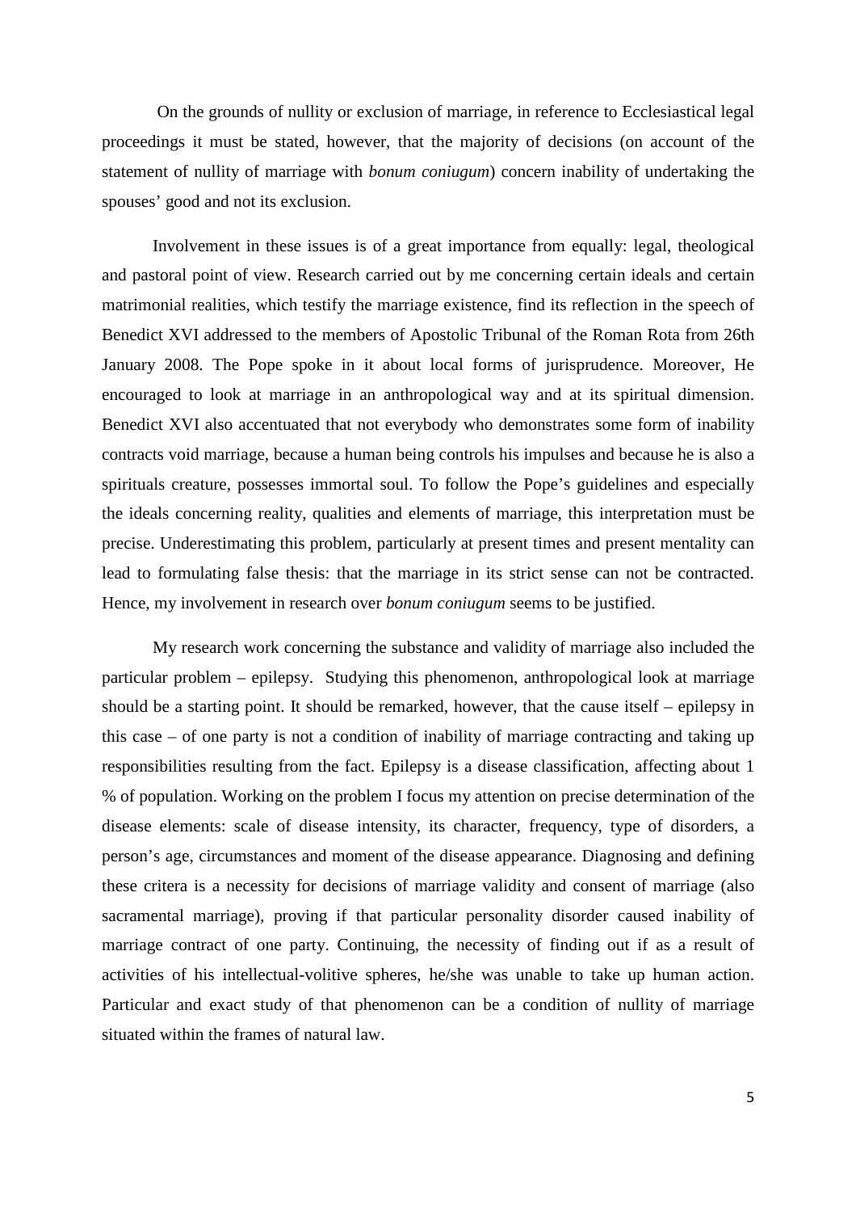On the grounds of nullity or exclusion of marriage, in reference to Ecclesiastical legal proceedings it must be stated, however, that the majority of decisions (on account of the statement of nullity of marriage with *bonum coniugum*) concern inability of undertaking the spouses' good and not its exclusion.

Involvement in these issues is of a great importance from equally: legal, theological and pastoral point of view. Research carried out by me concerning certain ideals and certain matrimonial realities, which testify the marriage existence, find its reflection in the speech of Benedict XVI addressed to the members of Apostolic Tribunal of the Roman Rota from 26th January 2008. The Pope spoke in it about local forms of jurisprudence. Moreover, He encouraged to look at marriage in an anthropological way and at its spiritual dimension. Benedict XVI also accentuated that not everybody who demonstrates some form of inability contracts void marriage, because a human being controls his impulses and because he is also a spirituals creature, possesses immortal soul. To follow the Pope's guidelines and especially the ideals concerning reality, qualities and elements of marriage, this interpretation must be precise. Underestimating this problem, particularly at present times and present mentality can lead to formulating false thesis: that the marriage in its strict sense can not be contracted. Hence, my involvement in research over *bonum coniugum* seems to be justified.

My research work concerning the substance and validity of marriage also included the particular problem – epilepsy. Studying this phenomenon, anthropological look at marriage should be a starting point. It should be remarked, however, that the cause itself – epilepsy in this case – of one party is not a condition of inability of marriage contracting and taking up responsibilities resulting from the fact. Epilepsy is a disease classification, affecting about 1 % of population. Working on the problem I focus my attention on precise determination of the disease elements: scale of disease intensity, its character, frequency, type of disorders, a person's age, circumstances and moment of the disease appearance. Diagnosing and defining these critera is a necessity for decisions of marriage validity and consent of marriage (also sacramental marriage), proving if that particular personality disorder caused inability of marriage contract of one party. Continuing, the necessity of finding out if as a result of activities of his intellectual-volitive spheres, he/she was unable to take up human action. Particular and exact study of that phenomenon can be a condition of nullity of marriage situated within the frames of natural law.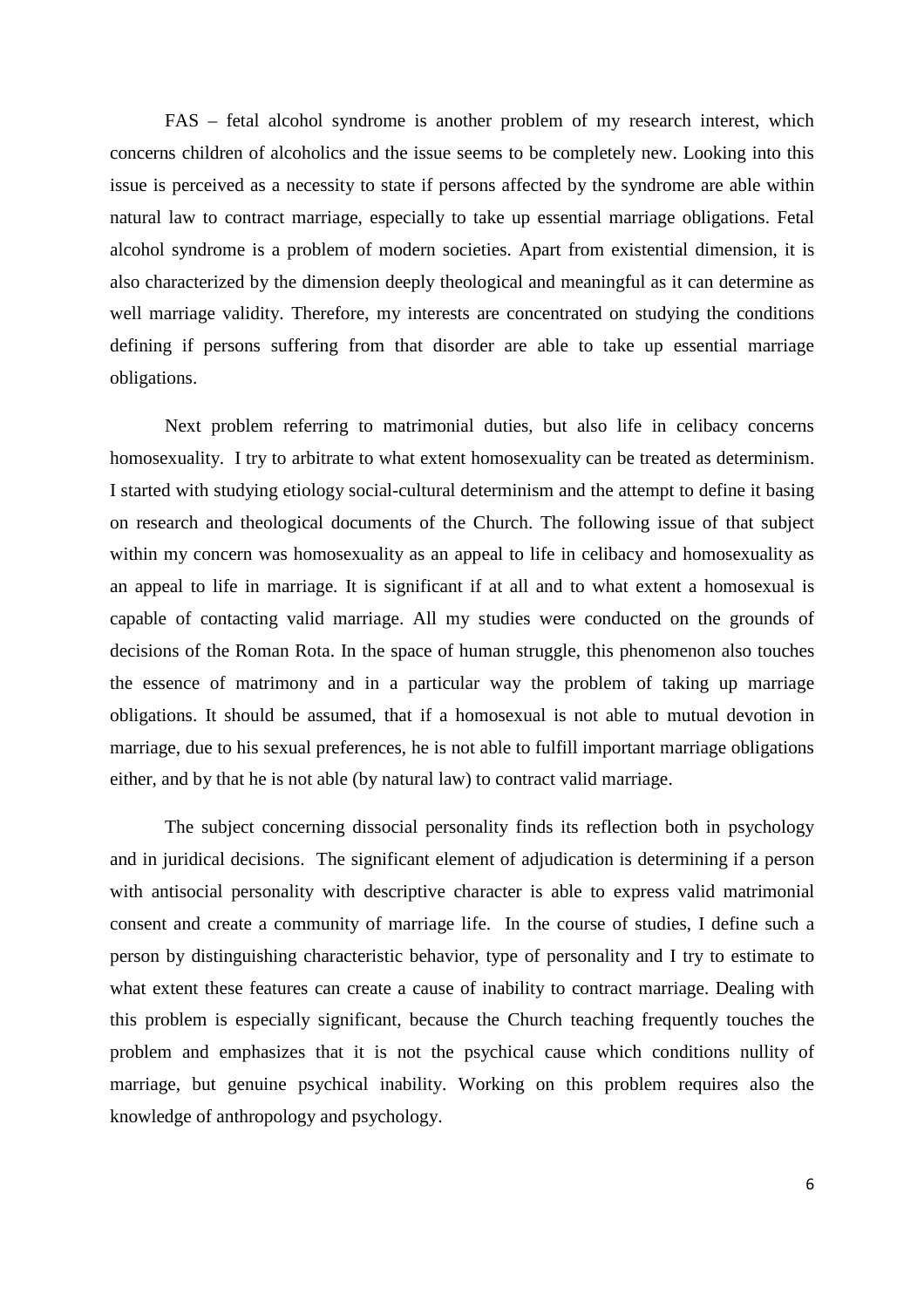FAS – fetal alcohol syndrome is another problem of my research interest, which concerns children of alcoholics and the issue seems to be completely new. Looking into this issue is perceived as a necessity to state if persons affected by the syndrome are able within natural law to contract marriage, especially to take up essential marriage obligations. Fetal alcohol syndrome is a problem of modern societies. Apart from existential dimension, it is also characterized by the dimension deeply theological and meaningful as it can determine as well marriage validity. Therefore, my interests are concentrated on studying the conditions defining if persons suffering from that disorder are able to take up essential marriage obligations.

Next problem referring to matrimonial duties, but also life in celibacy concerns homosexuality. I try to arbitrate to what extent homosexuality can be treated as determinism. I started with studying etiology social-cultural determinism and the attempt to define it basing on research and theological documents of the Church. The following issue of that subject within my concern was homosexuality as an appeal to life in celibacy and homosexuality as an appeal to life in marriage. It is significant if at all and to what extent a homosexual is capable of contacting valid marriage. All my studies were conducted on the grounds of decisions of the Roman Rota. In the space of human struggle, this phenomenon also touches the essence of matrimony and in a particular way the problem of taking up marriage obligations. It should be assumed, that if a homosexual is not able to mutual devotion in marriage, due to his sexual preferences, he is not able to fulfill important marriage obligations either, and by that he is not able (by natural law) to contract valid marriage.

The subject concerning dissocial personality finds its reflection both in psychology and in juridical decisions. The significant element of adjudication is determining if a person with antisocial personality with descriptive character is able to express valid matrimonial consent and create a community of marriage life. In the course of studies, I define such a person by distinguishing characteristic behavior, type of personality and I try to estimate to what extent these features can create a cause of inability to contract marriage. Dealing with this problem is especially significant, because the Church teaching frequently touches the problem and emphasizes that it is not the psychical cause which conditions nullity of marriage, but genuine psychical inability. Working on this problem requires also the knowledge of anthropology and psychology.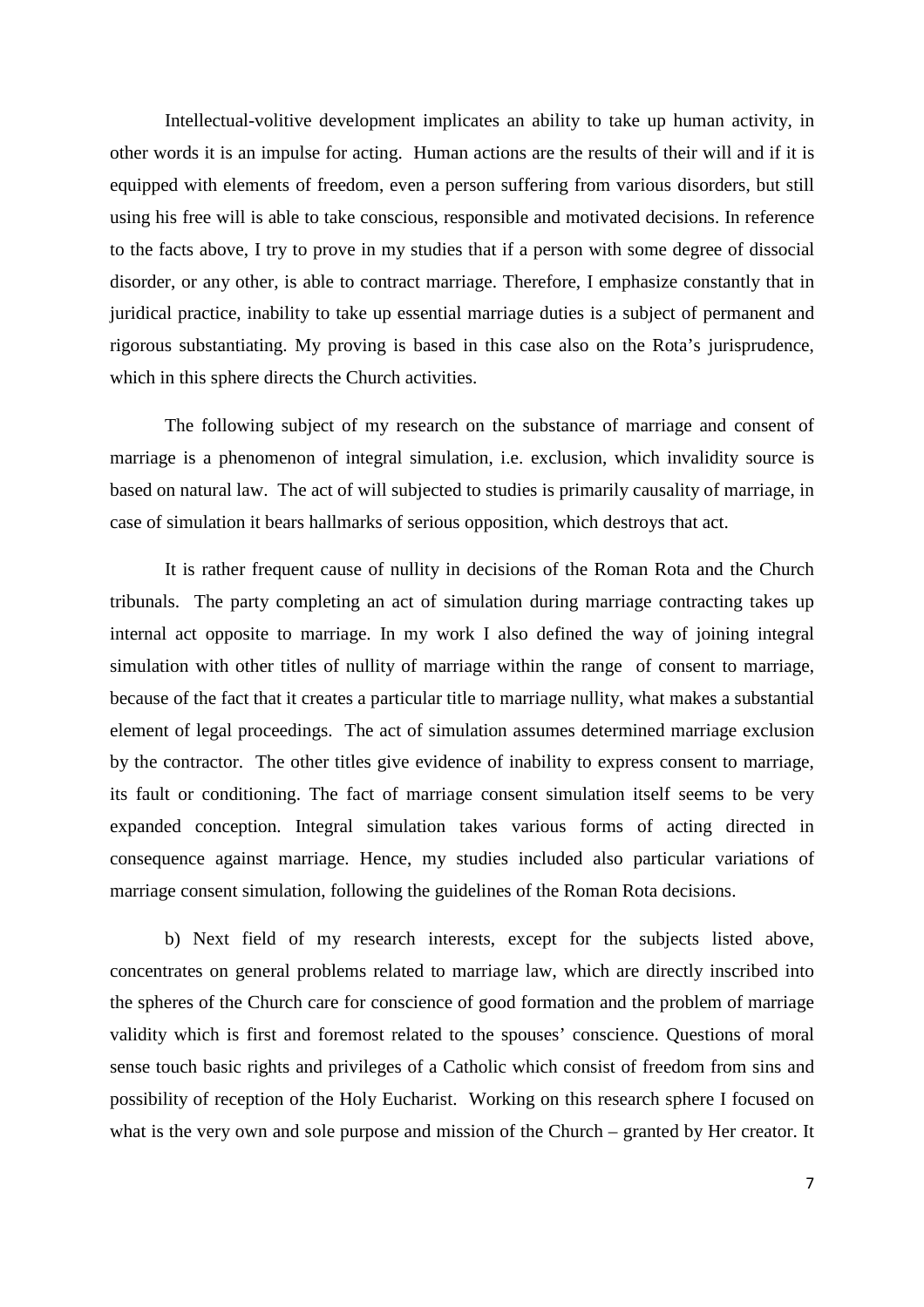Intellectual-volitive development implicates an ability to take up human activity, in other words it is an impulse for acting. Human actions are the results of their will and if it is equipped with elements of freedom, even a person suffering from various disorders, but still using his free will is able to take conscious, responsible and motivated decisions. In reference to the facts above, I try to prove in my studies that if a person with some degree of dissocial disorder, or any other, is able to contract marriage. Therefore, I emphasize constantly that in juridical practice, inability to take up essential marriage duties is a subject of permanent and rigorous substantiating. My proving is based in this case also on the Rota's jurisprudence, which in this sphere directs the Church activities.

The following subject of my research on the substance of marriage and consent of marriage is a phenomenon of integral simulation, i.e. exclusion, which invalidity source is based on natural law. The act of will subjected to studies is primarily causality of marriage, in case of simulation it bears hallmarks of serious opposition, which destroys that act.

It is rather frequent cause of nullity in decisions of the Roman Rota and the Church tribunals. The party completing an act of simulation during marriage contracting takes up internal act opposite to marriage. In my work I also defined the way of joining integral simulation with other titles of nullity of marriage within the range of consent to marriage, because of the fact that it creates a particular title to marriage nullity, what makes a substantial element of legal proceedings. The act of simulation assumes determined marriage exclusion by the contractor. The other titles give evidence of inability to express consent to marriage, its fault or conditioning. The fact of marriage consent simulation itself seems to be very expanded conception. Integral simulation takes various forms of acting directed in consequence against marriage. Hence, my studies included also particular variations of marriage consent simulation, following the guidelines of the Roman Rota decisions.

b) Next field of my research interests, except for the subjects listed above, concentrates on general problems related to marriage law, which are directly inscribed into the spheres of the Church care for conscience of good formation and the problem of marriage validity which is first and foremost related to the spouses' conscience. Questions of moral sense touch basic rights and privileges of a Catholic which consist of freedom from sins and possibility of reception of the Holy Eucharist. Working on this research sphere I focused on what is the very own and sole purpose and mission of the Church – granted by Her creator. It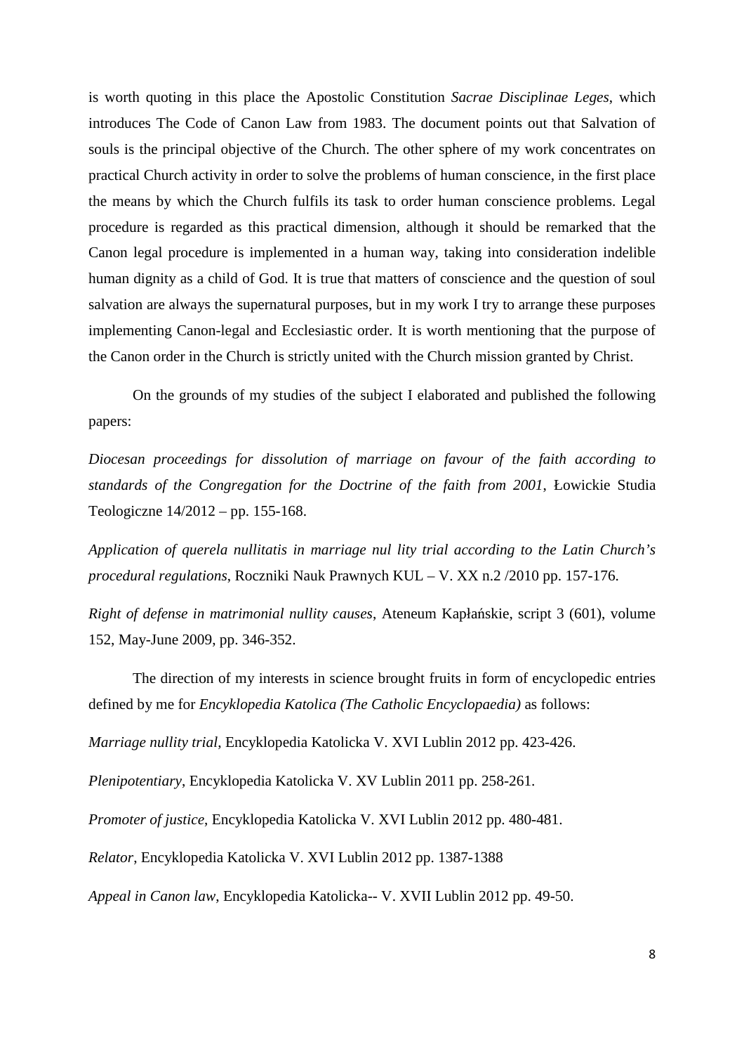is worth quoting in this place the Apostolic Constitution *Sacrae Disciplinae Leges*, which introduces The Code of Canon Law from 1983. The document points out that Salvation of souls is the principal objective of the Church. The other sphere of my work concentrates on practical Church activity in order to solve the problems of human conscience, in the first place the means by which the Church fulfils its task to order human conscience problems. Legal procedure is regarded as this practical dimension, although it should be remarked that the Canon legal procedure is implemented in a human way, taking into consideration indelible human dignity as a child of God. It is true that matters of conscience and the question of soul salvation are always the supernatural purposes, but in my work I try to arrange these purposes implementing Canon-legal and Ecclesiastic order. It is worth mentioning that the purpose of the Canon order in the Church is strictly united with the Church mission granted by Christ.

On the grounds of my studies of the subject I elaborated and published the following papers:

*Diocesan proceedings for dissolution of marriage on favour of the faith according to standards of the Congregation for the Doctrine of the faith from 2001*, Łowickie Studia Teologiczne 14/2012 – pp. 155-168.

*Application of querela nullitatis in marriage nul lity trial according to the Latin Church's procedural regulations*, Roczniki Nauk Prawnych KUL – V. XX n.2 /2010 pp. 157-176.

*Right of defense in matrimonial nullity causes*, Ateneum Kapłańskie, script 3 (601), volume 152, May-June 2009, pp. 346-352.

The direction of my interests in science brought fruits in form of encyclopedic entries defined by me for *Encyklopedia Katolica (The Catholic Encyclopaedia)* as follows:

*Marriage nullity trial*, Encyklopedia Katolicka V. XVI Lublin 2012 pp. 423-426.

*Plenipotentiary*, Encyklopedia Katolicka V. XV Lublin 2011 pp. 258-261.

*Promoter of justice*, Encyklopedia Katolicka V. XVI Lublin 2012 pp. 480-481.

*Relator*, Encyklopedia Katolicka V. XVI Lublin 2012 pp. 1387-1388

*Appeal in Canon law*, Encyklopedia Katolicka-- V. XVII Lublin 2012 pp. 49-50.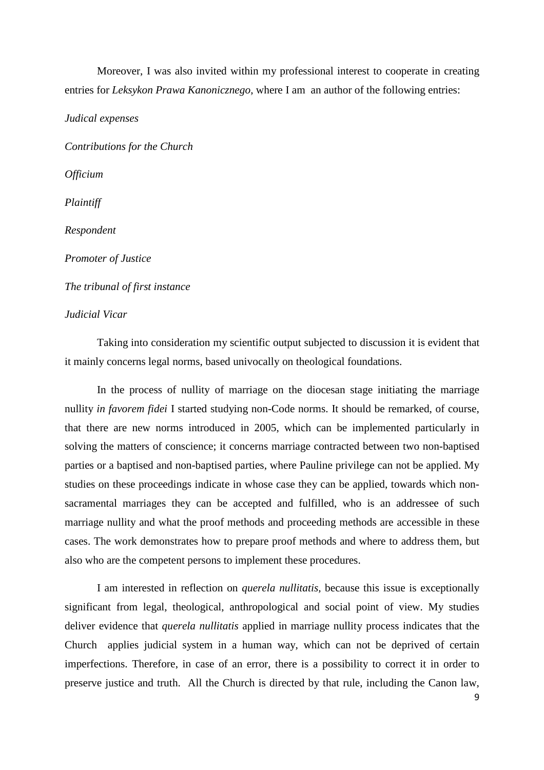Moreover, I was also invited within my professional interest to cooperate in creating entries for *Leksykon Prawa Kanonicznego*, where I am an author of the following entries:

*Judical expenses*

*Contributions for the Church*

*Officium*

*Plaintiff*

*Respondent*

*Promoter of Justice*

*The tribunal of first instance*

*Judicial Vicar*

Taking into consideration my scientific output subjected to discussion it is evident that it mainly concerns legal norms, based univocally on theological foundations.

In the process of nullity of marriage on the diocesan stage initiating the marriage nullity *in favorem fidei* I started studying non-Code norms. It should be remarked, of course, that there are new norms introduced in 2005, which can be implemented particularly in solving the matters of conscience; it concerns marriage contracted between two non-baptised parties or a baptised and non-baptised parties, where Pauline privilege can not be applied. My studies on these proceedings indicate in whose case they can be applied, towards which non-sacramental marriages they can be accepted and fulfilled, who is an addressee of such marriage nullity and what the proof methods and proceeding methods are accessible in these cases. The work demonstrates how to prepare proof methods and where to address them, but also who are the competent persons to implement these procedures.

I am interested in reflection on *querela nullitatis*, because this issue is exceptionally significant from legal, theological, anthropological and social point of view. My studies deliver evidence that *querela nullitatis* applied in marriage nullity process indicates that the Church applies judicial system in a human way, which can not be deprived of certain imperfections. Therefore, in case of an error, there is a possibility to correct it in order to preserve justice and truth. All the Church is directed by that rule, including the Canon law,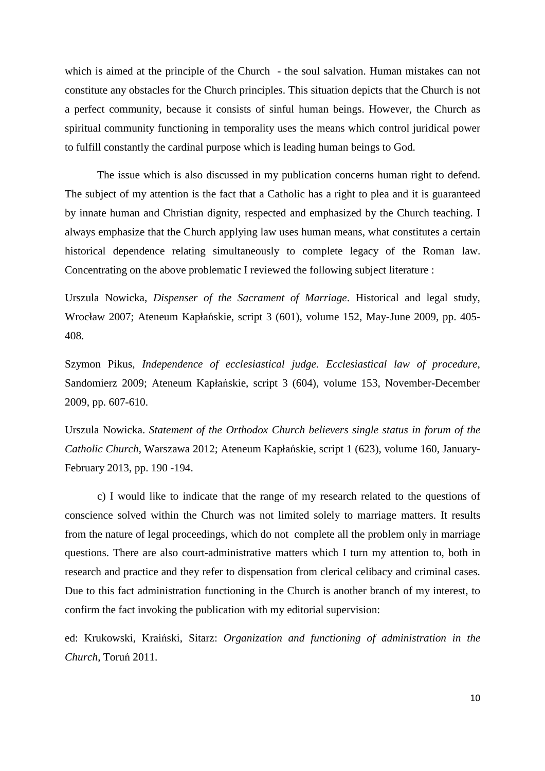which is aimed at the principle of the Church - the soul salvation. Human mistakes can not constitute any obstacles for the Church principles. This situation depicts that the Church is not a perfect community, because it consists of sinful human beings. However, the Church as spiritual community functioning in temporality uses the means which control juridical power to fulfill constantly the cardinal purpose which is leading human beings to God.

The issue which is also discussed in my publication concerns human right to defend. The subject of my attention is the fact that a Catholic has a right to plea and it is guaranteed by innate human and Christian dignity, respected and emphasized by the Church teaching. I always emphasize that the Church applying law uses human means, what constitutes a certain historical dependence relating simultaneously to complete legacy of the Roman law. Concentrating on the above problematic I reviewed the following subject literature :

Urszula Nowicka, *Dispenser of the Sacrament of Marriage*. Historical and legal study, Wrocław 2007; Ateneum Kapłańskie, script 3 (601), volume 152, May-June 2009, pp. 405-408.

Szymon Pikus, *Independence of ecclesiastical judge. Ecclesiastical law of procedure*, Sandomierz 2009; Ateneum Kapłańskie, script 3 (604), volume 153, November-December 2009, pp. 607-610.

Urszula Nowicka. *Statement of the Orthodox Church believers single status in forum of the Catholic Church*, Warszawa 2012; Ateneum Kapłańskie, script 1 (623), volume 160, January-February 2013, pp. 190 -194.

c) I would like to indicate that the range of my research related to the questions of conscience solved within the Church was not limited solely to marriage matters. It results from the nature of legal proceedings, which do not complete all the problem only in marriage questions. There are also court-administrative matters which I turn my attention to, both in research and practice and they refer to dispensation from clerical celibacy and criminal cases. Due to this fact administration functioning in the Church is another branch of my interest, to confirm the fact invoking the publication with my editorial supervision:

ed: Krukowski, Kraiński, Sitarz: *Organization and functioning of administration in the Church*, Toruń 2011.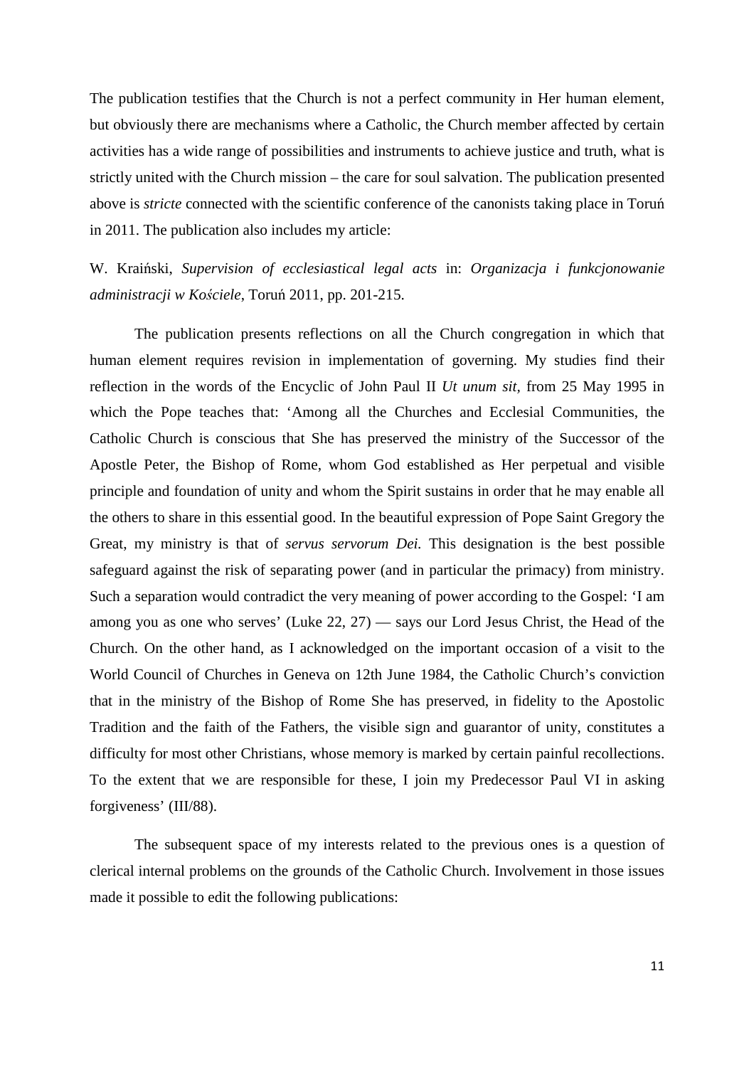The publication testifies that the Church is not a perfect community in Her human element, but obviously there are mechanisms where a Catholic, the Church member affected by certain activities has a wide range of possibilities and instruments to achieve justice and truth, what is strictly united with the Church mission – the care for soul salvation. The publication presented above is *stricte* connected with the scientific conference of the canonists taking place in Toruń in 2011. The publication also includes my article:

W. Kraiński, *Supervision of ecclesiastical legal acts* in: *Organizacja i funkcjonowanie administracji w Kościele*, Toruń 2011, pp. 201-215.

The publication presents reflections on all the Church congregation in which that human element requires revision in implementation of governing. My studies find their reflection in the words of the Encyclic of John Paul II *Ut unum sit*, from 25 May 1995 in which the Pope teaches that: 'Among all the Churches and Ecclesial Communities, the Catholic Church is conscious that She has preserved the ministry of the Successor of the Apostle Peter, the Bishop of Rome, whom God established as Her perpetual and visible principle and foundation of unity and whom the Spirit sustains in order that he may enable all the others to share in this essential good. In the beautiful expression of Pope Saint Gregory the Great, my ministry is that of *servus servorum Dei*. This designation is the best possible safeguard against the risk of separating power (and in particular the primacy) from ministry. Such a separation would contradict the very meaning of power according to the Gospel: 'I am among you as one who serves' (Luke 22, 27) — says our Lord Jesus Christ, the Head of the Church. On the other hand, as I acknowledged on the important occasion of a visit to the World Council of Churches in Geneva on 12th June 1984, the Catholic Church's conviction that in the ministry of the Bishop of Rome She has preserved, in fidelity to the Apostolic Tradition and the faith of the Fathers, the visible sign and guarantor of unity, constitutes a difficulty for most other Christians, whose memory is marked by certain painful recollections. To the extent that we are responsible for these, I join my Predecessor Paul VI in asking forgiveness' (III/88).

The subsequent space of my interests related to the previous ones is a question of clerical internal problems on the grounds of the Catholic Church. Involvement in those issues made it possible to edit the following publications: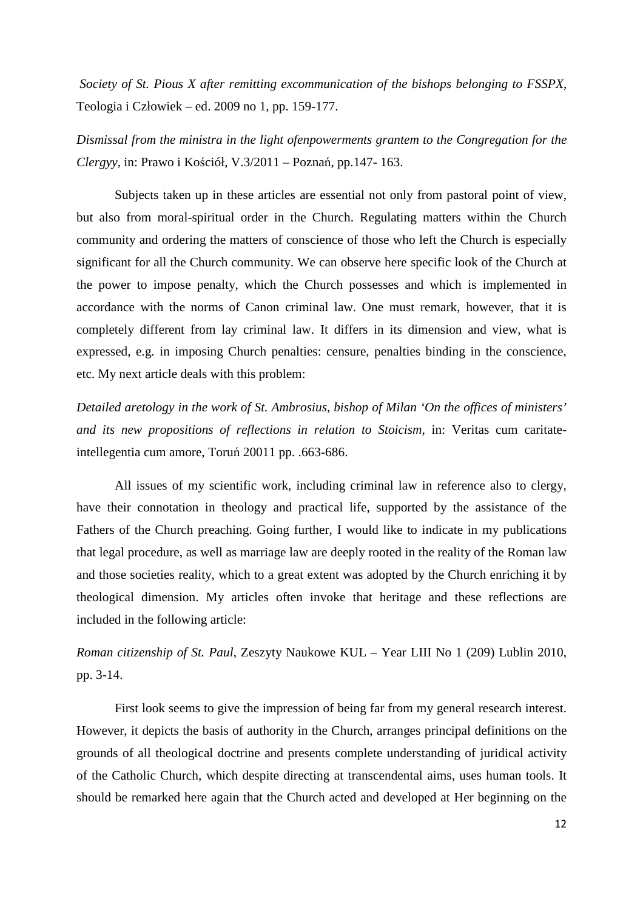*Society of St. Pious X after remitting excommunication of the bishops belonging to FSSPX*, Teologia i Człowiek – ed. 2009 no 1, pp. 159-177.

*Dismissal from the ministra in the light ofenpowerments grantem to the Congregation for the Clergyy*, in: Prawo i Kościół, V.3/2011 – Poznań, pp.147- 163.

Subjects taken up in these articles are essential not only from pastoral point of view, but also from moral-spiritual order in the Church. Regulating matters within the Church community and ordering the matters of conscience of those who left the Church is especially significant for all the Church community. We can observe here specific look of the Church at the power to impose penalty, which the Church possesses and which is implemented in accordance with the norms of Canon criminal law. One must remark, however, that it is completely different from lay criminal law. It differs in its dimension and view, what is expressed, e.g. in imposing Church penalties: censure, penalties binding in the conscience, etc. My next article deals with this problem:

*Detailed aretology in the work of St. Ambrosius, bishop of Milan 'On the offices of ministers' and its new propositions of reflections in relation to Stoicism*, in: Veritas cum caritate-intellegentia cum amore, Toruń 20011 pp. .663-686.

All issues of my scientific work, including criminal law in reference also to clergy, have their connotation in theology and practical life, supported by the assistance of the Fathers of the Church preaching. Going further, I would like to indicate in my publications that legal procedure, as well as marriage law are deeply rooted in the reality of the Roman law and those societies reality, which to a great extent was adopted by the Church enriching it by theological dimension. My articles often invoke that heritage and these reflections are included in the following article:

*Roman citizenship of St. Paul*, Zeszyty Naukowe KUL – Year LIII No 1 (209) Lublin 2010, pp. 3-14.

First look seems to give the impression of being far from my general research interest. However, it depicts the basis of authority in the Church, arranges principal definitions on the grounds of all theological doctrine and presents complete understanding of juridical activity of the Catholic Church, which despite directing at transcendental aims, uses human tools. It should be remarked here again that the Church acted and developed at Her beginning on the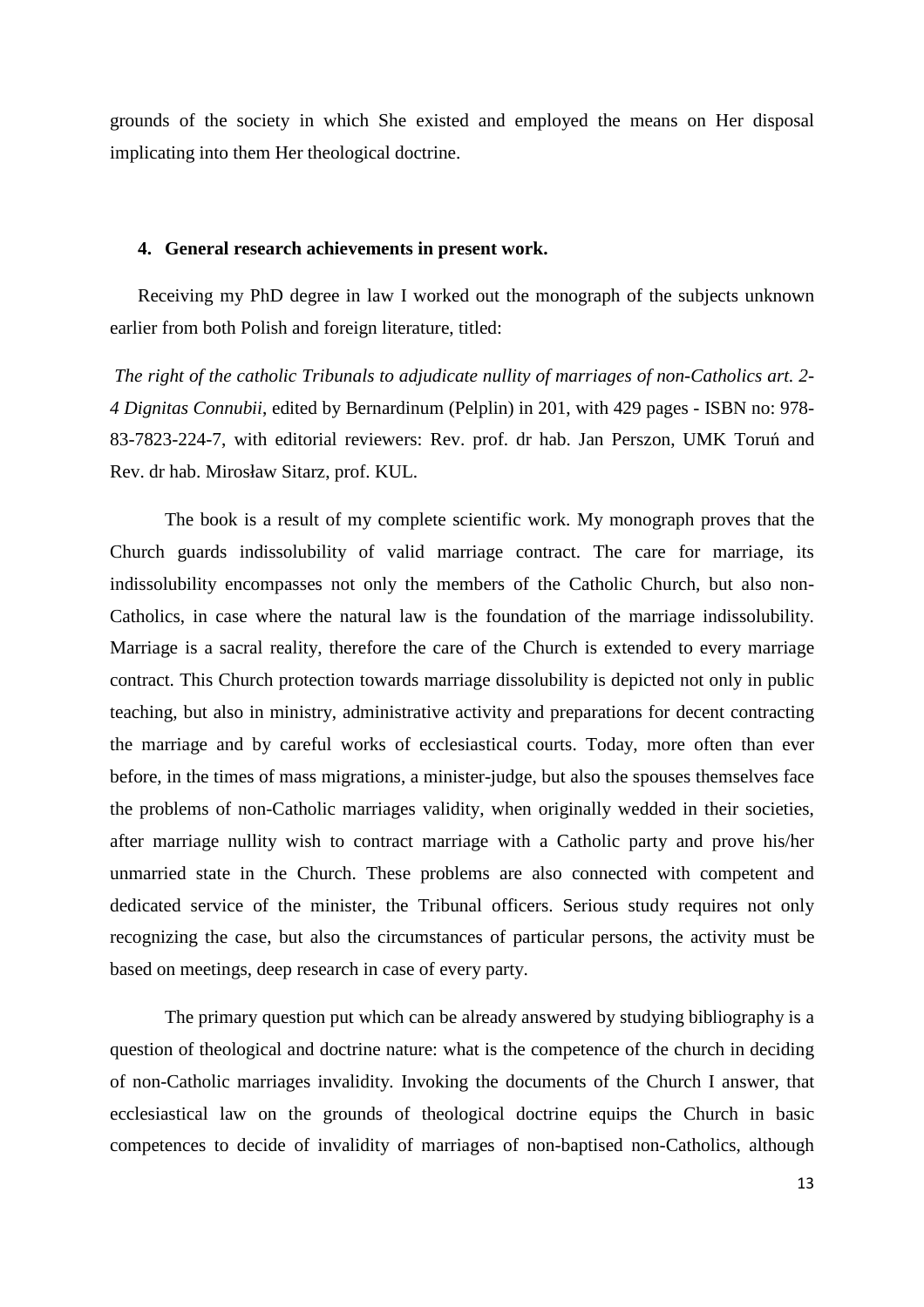grounds of the society in which She existed and employed the means on Her disposal implicating into them Her theological doctrine.

#### 4. General research achievements in present work.

Receiving my PhD degree in law I worked out the monograph of the subjects unknown earlier from both Polish and foreign literature, titled:

*The right of the catholic Tribunals to adjudicate nullity of marriages of non-Catholics art. 2-4 Dignitas Connubii*, edited by Bernardinum (Pelplin) in 201, with 429 pages - ISBN no: 978-83-7823-224-7, with editorial reviewers: Rev. prof. dr hab. Jan Perszon, UMK Toruń and Rev. dr hab. Mirosław Sitarz, prof. KUL.

The book is a result of my complete scientific work. My monograph proves that the Church guards indissolubility of valid marriage contract. The care for marriage, its indissolubility encompasses not only the members of the Catholic Church, but also non-Catholics, in case where the natural law is the foundation of the marriage indissolubility. Marriage is a sacral reality, therefore the care of the Church is extended to every marriage contract. This Church protection towards marriage dissolubility is depicted not only in public teaching, but also in ministry, administrative activity and preparations for decent contracting the marriage and by careful works of ecclesiastical courts. Today, more often than ever before, in the times of mass migrations, a minister-judge, but also the spouses themselves face the problems of non-Catholic marriages validity, when originally wedded in their societies, after marriage nullity wish to contract marriage with a Catholic party and prove his/her unmarried state in the Church. These problems are also connected with competent and dedicated service of the minister, the Tribunal officers. Serious study requires not only recognizing the case, but also the circumstances of particular persons, the activity must be based on meetings, deep research in case of every party.

The primary question put which can be already answered by studying bibliography is a question of theological and doctrine nature: what is the competence of the church in deciding of non-Catholic marriages invalidity. Invoking the documents of the Church I answer, that ecclesiastical law on the grounds of theological doctrine equips the Church in basic competences to decide of invalidity of marriages of non-baptised non-Catholics, although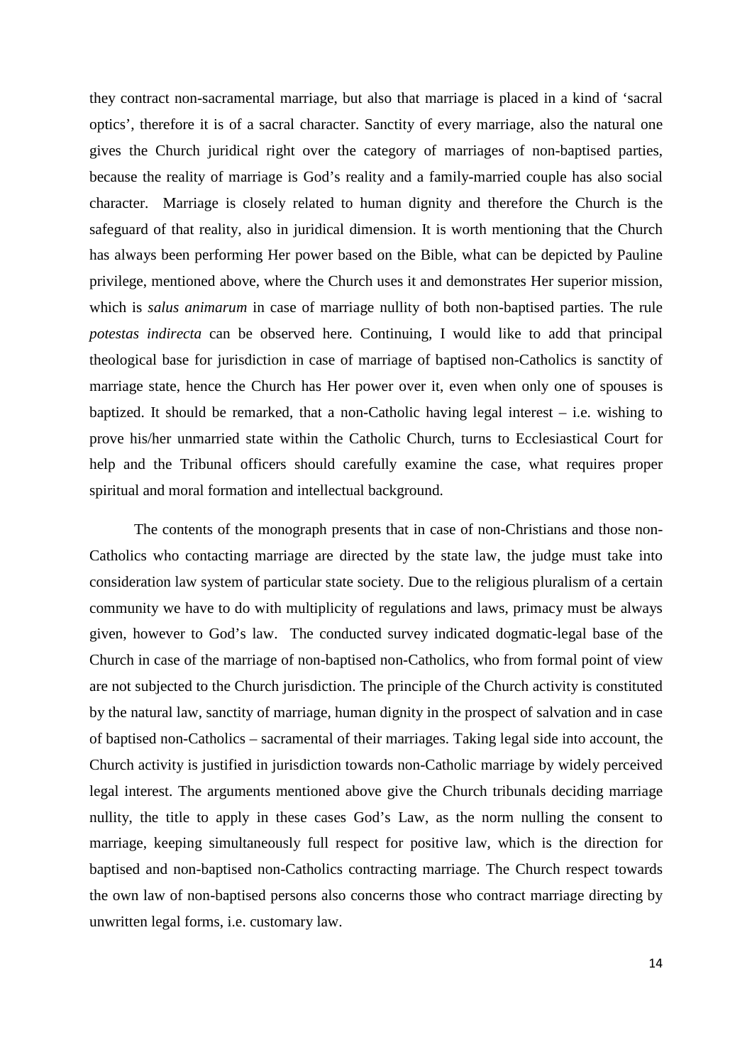they contract non-sacramental marriage, but also that marriage is placed in a kind of 'sacral optics', therefore it is of a sacral character. Sanctity of every marriage, also the natural one gives the Church juridical right over the category of marriages of non-baptised parties, because the reality of marriage is God's reality and a family-married couple has also social character. Marriage is closely related to human dignity and therefore the Church is the safeguard of that reality, also in juridical dimension. It is worth mentioning that the Church has always been performing Her power based on the Bible, what can be depicted by Pauline privilege, mentioned above, where the Church uses it and demonstrates Her superior mission, which is *salus animarum* in case of marriage nullity of both non-baptised parties. The rule *potestas indirecta* can be observed here. Continuing, I would like to add that principal theological base for jurisdiction in case of marriage of baptised non-Catholics is sanctity of marriage state, hence the Church has Her power over it, even when only one of spouses is baptized. It should be remarked, that a non-Catholic having legal interest – i.e. wishing to prove his/her unmarried state within the Catholic Church, turns to Ecclesiastical Court for help and the Tribunal officers should carefully examine the case, what requires proper spiritual and moral formation and intellectual background.

The contents of the monograph presents that in case of non-Christians and those non-Catholics who contacting marriage are directed by the state law, the judge must take into consideration law system of particular state society. Due to the religious pluralism of a certain community we have to do with multiplicity of regulations and laws, primacy must be always given, however to God's law. The conducted survey indicated dogmatic-legal base of the Church in case of the marriage of non-baptised non-Catholics, who from formal point of view are not subjected to the Church jurisdiction. The principle of the Church activity is constituted by the natural law, sanctity of marriage, human dignity in the prospect of salvation and in case of baptised non-Catholics – sacramental of their marriages. Taking legal side into account, the Church activity is justified in jurisdiction towards non-Catholic marriage by widely perceived legal interest. The arguments mentioned above give the Church tribunals deciding marriage nullity, the title to apply in these cases God's Law, as the norm nulling the consent to marriage, keeping simultaneously full respect for positive law, which is the direction for baptised and non-baptised non-Catholics contracting marriage. The Church respect towards the own law of non-baptised persons also concerns those who contract marriage directing by unwritten legal forms, i.e. customary law.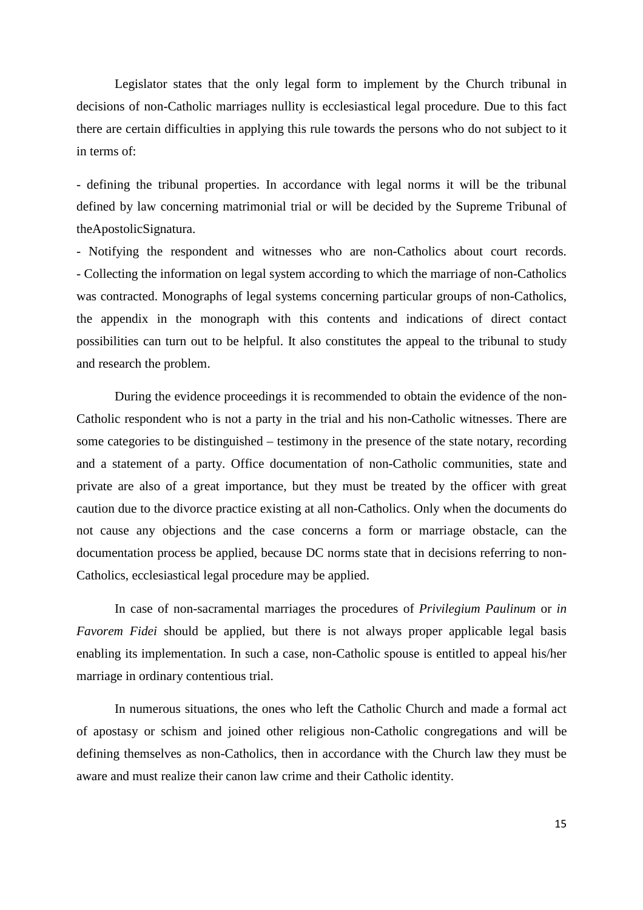Legislator states that the only legal form to implement by the Church tribunal in decisions of non-Catholic marriages nullity is ecclesiastical legal procedure. Due to this fact there are certain difficulties in applying this rule towards the persons who do not subject to it in terms of:

- defining the tribunal properties. In accordance with legal norms it will be the tribunal defined by law concerning matrimonial trial or will be decided by the Supreme Tribunal of theApostolicSignatura.
- Notifying the respondent and witnesses who are non-Catholics about court records.
- Collecting the information on legal system according to which the marriage of non-Catholics was contracted. Monographs of legal systems concerning particular groups of non-Catholics, the appendix in the monograph with this contents and indications of direct contact possibilities can turn out to be helpful. It also constitutes the appeal to the tribunal to study and research the problem.

During the evidence proceedings it is recommended to obtain the evidence of the non-Catholic respondent who is not a party in the trial and his non-Catholic witnesses. There are some categories to be distinguished – testimony in the presence of the state notary, recording and a statement of a party. Office documentation of non-Catholic communities, state and private are also of a great importance, but they must be treated by the officer with great caution due to the divorce practice existing at all non-Catholics. Only when the documents do not cause any objections and the case concerns a form or marriage obstacle, can the documentation process be applied, because DC norms state that in decisions referring to non-Catholics, ecclesiastical legal procedure may be applied.

In case of non-sacramental marriages the procedures of *Privilegium Paulinum* or *in Favorem Fidei* should be applied, but there is not always proper applicable legal basis enabling its implementation. In such a case, non-Catholic spouse is entitled to appeal his/her marriage in ordinary contentious trial.

In numerous situations, the ones who left the Catholic Church and made a formal act of apostasy or schism and joined other religious non-Catholic congregations and will be defining themselves as non-Catholics, then in accordance with the Church law they must be aware and must realize their canon law crime and their Catholic identity.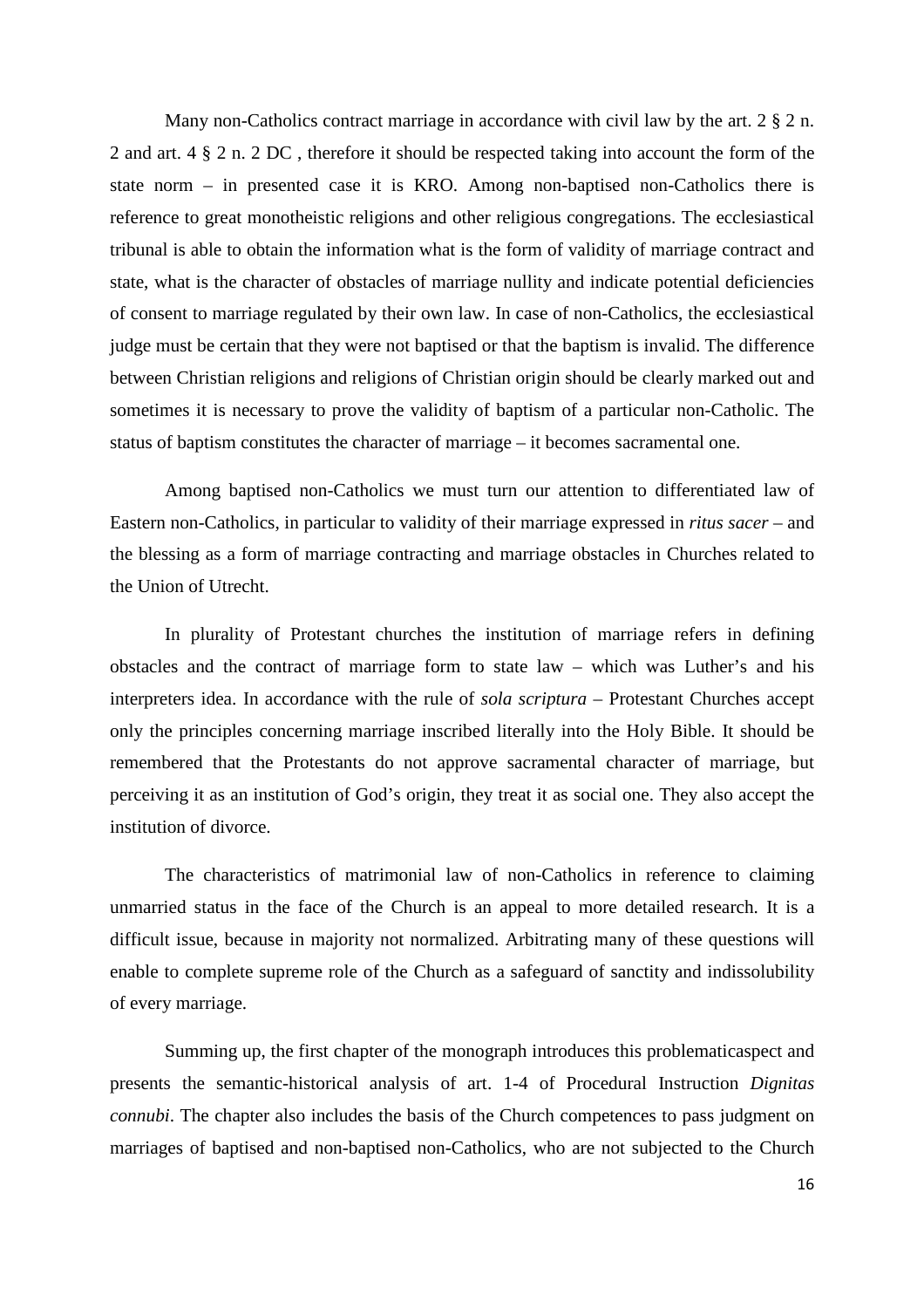Many non-Catholics contract marriage in accordance with civil law by the art. 2 § 2 n. 2 and art. 4 § 2 n. 2 DC , therefore it should be respected taking into account the form of the state norm – in presented case it is KRO. Among non-baptised non-Catholics there is reference to great monotheistic religions and other religious congregations. The ecclesiastical tribunal is able to obtain the information what is the form of validity of marriage contract and state, what is the character of obstacles of marriage nullity and indicate potential deficiencies of consent to marriage regulated by their own law. In case of non-Catholics, the ecclesiastical judge must be certain that they were not baptised or that the baptism is invalid. The difference between Christian religions and religions of Christian origin should be clearly marked out and sometimes it is necessary to prove the validity of baptism of a particular non-Catholic. The status of baptism constitutes the character of marriage – it becomes sacramental one.

Among baptised non-Catholics we must turn our attention to differentiated law of Eastern non-Catholics, in particular to validity of their marriage expressed in *ritus sacer* – and the blessing as a form of marriage contracting and marriage obstacles in Churches related to the Union of Utrecht.

In plurality of Protestant churches the institution of marriage refers in defining obstacles and the contract of marriage form to state law – which was Luther's and his interpreters idea. In accordance with the rule of *sola scriptura* – Protestant Churches accept only the principles concerning marriage inscribed literally into the Holy Bible. It should be remembered that the Protestants do not approve sacramental character of marriage, but perceiving it as an institution of God's origin, they treat it as social one. They also accept the institution of divorce.

The characteristics of matrimonial law of non-Catholics in reference to claiming unmarried status in the face of the Church is an appeal to more detailed research. It is a difficult issue, because in majority not normalized. Arbitrating many of these questions will enable to complete supreme role of the Church as a safeguard of sanctity and indissolubility of every marriage.

Summing up, the first chapter of the monograph introduces this problematicaspect and presents the semantic-historical analysis of art. 1-4 of Procedural Instruction *Dignitas connubi*. The chapter also includes the basis of the Church competences to pass judgment on marriages of baptised and non-baptised non-Catholics, who are not subjected to the Church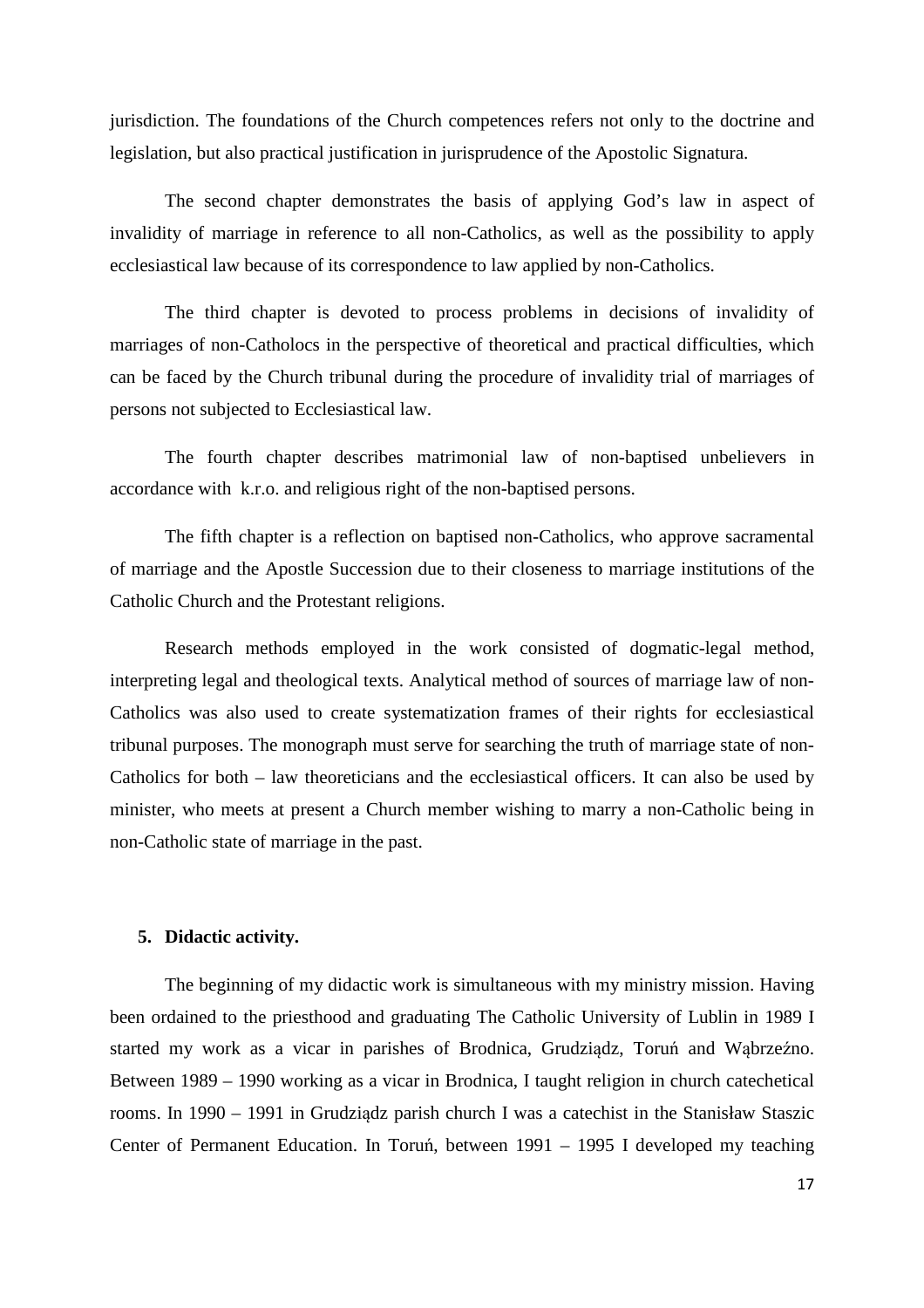jurisdiction. The foundations of the Church competences refers not only to the doctrine and legislation, but also practical justification in jurisprudence of the Apostolic Signatura.

The second chapter demonstrates the basis of applying God's law in aspect of invalidity of marriage in reference to all non-Catholics, as well as the possibility to apply ecclesiastical law because of its correspondence to law applied by non-Catholics.

The third chapter is devoted to process problems in decisions of invalidity of marriages of non-Catholocs in the perspective of theoretical and practical difficulties, which can be faced by the Church tribunal during the procedure of invalidity trial of marriages of persons not subjected to Ecclesiastical law.

The fourth chapter describes matrimonial law of non-baptised unbelievers in accordance with k.r.o. and religious right of the non-baptised persons.

The fifth chapter is a reflection on baptised non-Catholics, who approve sacramental of marriage and the Apostle Succession due to their closeness to marriage institutions of the Catholic Church and the Protestant religions.

Research methods employed in the work consisted of dogmatic-legal method, interpreting legal and theological texts. Analytical method of sources of marriage law of non-Catholics was also used to create systematization frames of their rights for ecclesiastical tribunal purposes. The monograph must serve for searching the truth of marriage state of non-Catholics for both – law theoreticians and the ecclesiastical officers. It can also be used by minister, who meets at present a Church member wishing to marry a non-Catholic being in non-Catholic state of marriage in the past.

## 5. Didactic activity.

The beginning of my didactic work is simultaneous with my ministry mission. Having been ordained to the priesthood and graduating The Catholic University of Lublin in 1989 I started my work as a vicar in parishes of Brodnica, Grudziądz, Toruń and Wąbrzeźno. Between 1989 – 1990 working as a vicar in Brodnica, I taught religion in church catechetical rooms. In 1990 – 1991 in Grudziądz parish church I was a catechist in the Stanisław Staszic Center of Permanent Education. In Toruń, between 1991 – 1995 I developed my teaching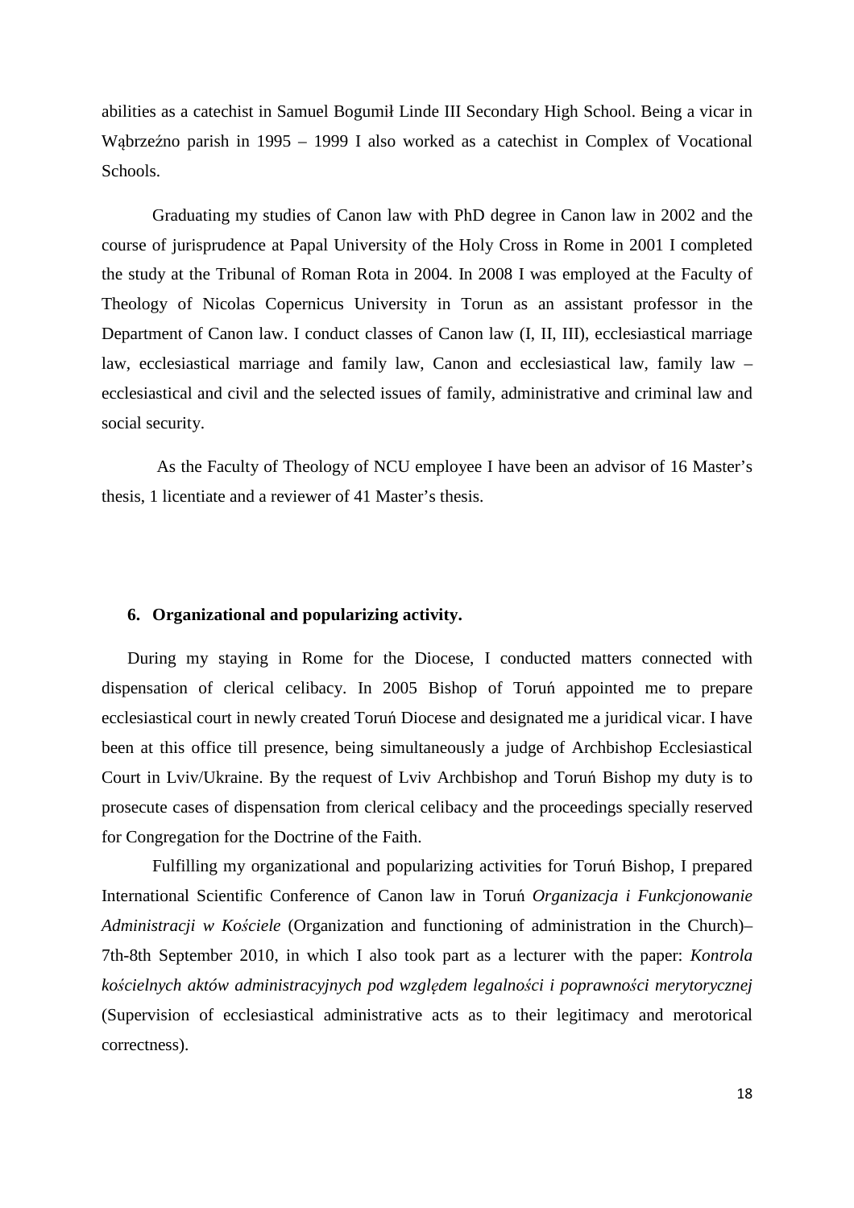abilities as a catechist in Samuel Bogumił Linde III Secondary High School. Being a vicar in Wąbrzeźno parish in 1995 – 1999 I also worked as a catechist in Complex of Vocational Schools.

Graduating my studies of Canon law with PhD degree in Canon law in 2002 and the course of jurisprudence at Papal University of the Holy Cross in Rome in 2001 I completed the study at the Tribunal of Roman Rota in 2004. In 2008 I was employed at the Faculty of Theology of Nicolas Copernicus University in Torun as an assistant professor in the Department of Canon law. I conduct classes of Canon law (I, II, III), ecclesiastical marriage law, ecclesiastical marriage and family law, Canon and ecclesiastical law, family law – ecclesiastical and civil and the selected issues of family, administrative and criminal law and social security.

As the Faculty of Theology of NCU employee I have been an advisor of 16 Master's thesis, 1 licentiate and a reviewer of 41 Master's thesis.

## 6. Organizational and popularizing activity.

During my staying in Rome for the Diocese, I conducted matters connected with dispensation of clerical celibacy. In 2005 Bishop of Toruń appointed me to prepare ecclesiastical court in newly created Toruń Diocese and designated me a juridical vicar. I have been at this office till presence, being simultaneously a judge of Archbishop Ecclesiastical Court in Lviv/Ukraine. By the request of Lviv Archbishop and Toruń Bishop my duty is to prosecute cases of dispensation from clerical celibacy and the proceedings specially reserved for Congregation for the Doctrine of the Faith.

Fulfilling my organizational and popularizing activities for Toruń Bishop, I prepared International Scientific Conference of Canon law in Toruń *Organizacja i Funkcjonowanie Administracji w Kościele* (Organization and functioning of administration in the Church)– 7th-8th September 2010, in which I also took part as a lecturer with the paper: *Kontrola kościelnych aktów administracyjnych pod względem legalności i poprawności merytorycznej* (Supervision of ecclesiastical administrative acts as to their legitimacy and merotorical correctness).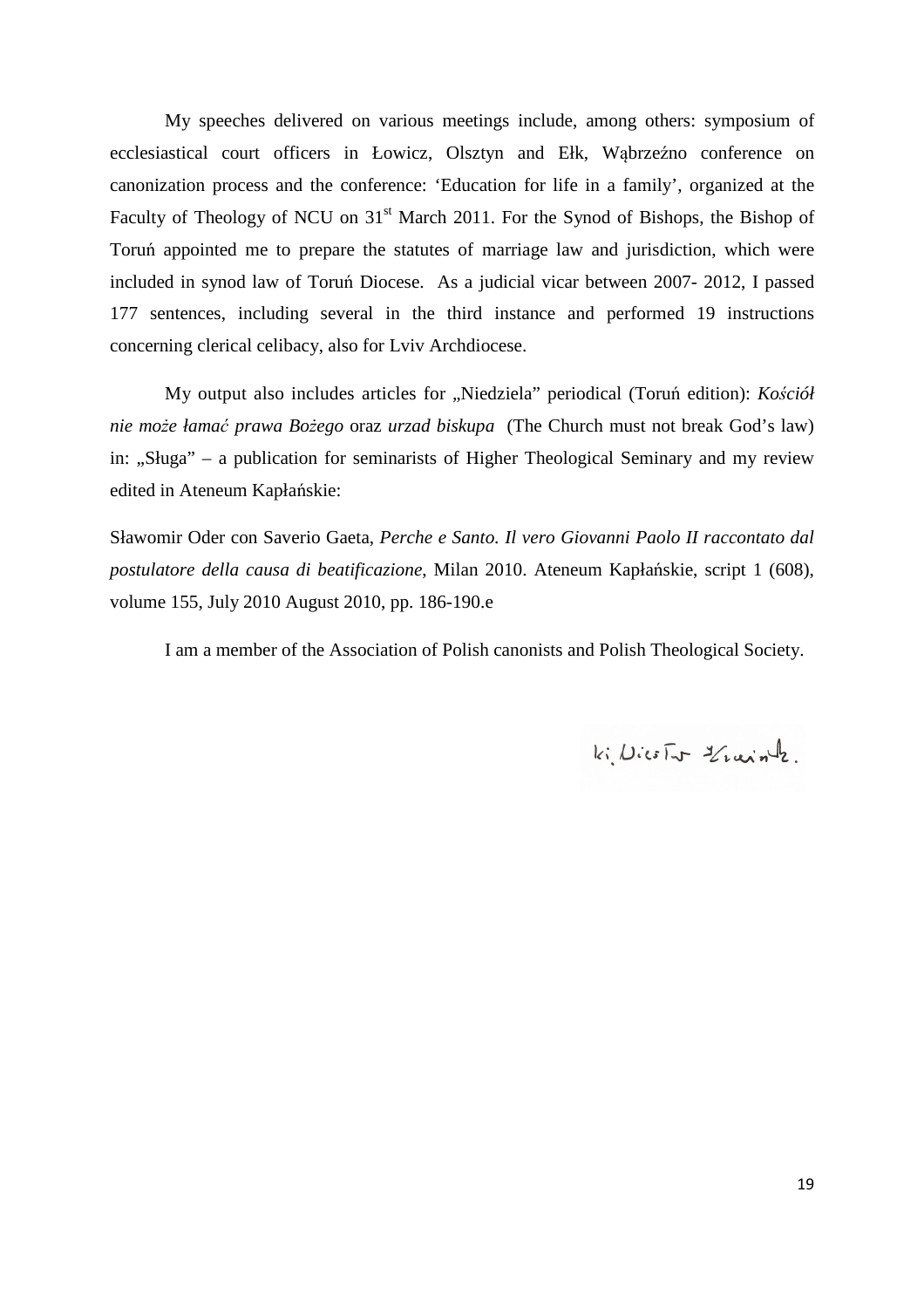My speeches delivered on various meetings include, among others: symposium of ecclesiastical court officers in Łowicz, Olsztyn and Ełk, Wąbrzeźno conference on canonization process and the conference: 'Education for life in a family', organized at the Faculty of Theology of NCU on 31st March 2011. For the Synod of Bishops, the Bishop of Toruń appointed me to prepare the statutes of marriage law and jurisdiction, which were included in synod law of Toruń Diocese. As a judicial vicar between 2007- 2012, I passed 177 sentences, including several in the third instance and performed 19 instructions concerning clerical celibacy, also for Lviv Archdiocese.

My output also includes articles for „Niedziela" periodical (Toruń edition): *Kościół nie może łamać prawa Bożego* oraz *urzad biskupa* (The Church must not break God's law) in: „Sługa" – a publication for seminarists of Higher Theological Seminary and my review edited in Ateneum Kapłańskie:

Sławomir Oder con Saverio Gaeta, *Perche e Santo. Il vero Giovanni Paolo II raccontato dal postulatore della causa di beatificazione*, Milan 2010. Ateneum Kapłańskie, script 1 (608), volume 155, July 2010 August 2010, pp. 186-190.e

I am a member of the Association of Polish canonists and Polish Theological Society.

ks. Wiesław Kraiński.